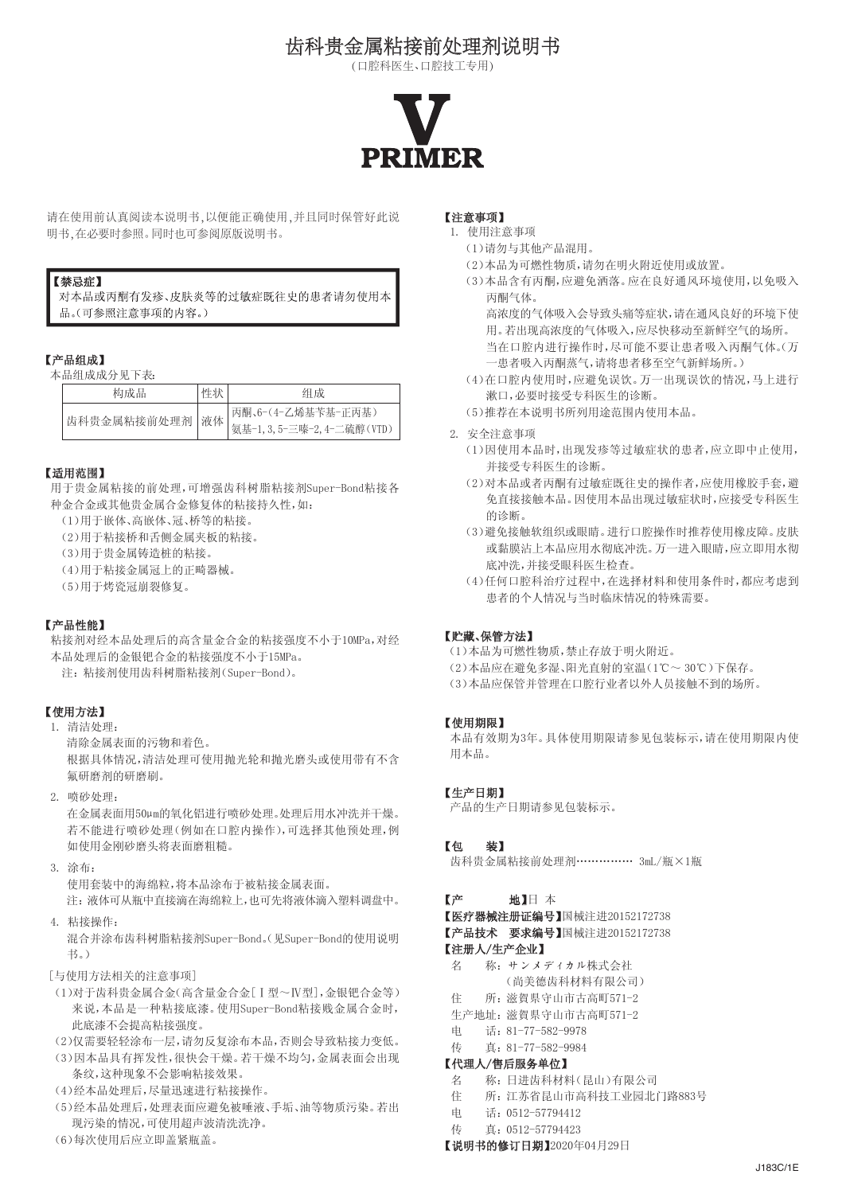# 齿科贵金属粘接前处理剂说明书

（口腔科医生、口腔技工专用）

**V PRIMER**

请在使用前认真阅读本说明书，以便能正确使用，并且同时保管好此说明书，在必要时参照。同时也可参阅原版说明书。

**【禁忌症】**
对本品或丙酮有发疹、皮肤炎等的过敏症既往史的患者请勿使用本品。（可参照注意事项的内容。）

**【产品组成】**
本品组成成分见下表：

| 构成品 | 性状 | 组成 |
|---|---|---|
| 齿科贵金属粘接前处理剂 | 液体 | 丙酮、6-（4-乙烯基苄基-正丙基）氨基-1,3,5-三嗪-2,4-二硫醇（VTD） |

**【适用范围】**
用于贵金属粘接的前处理，可增强齿科树脂粘接剂Super-Bond粘接各种金合金或其他贵金属合金修复体的粘接持久性，如：
（1）用于嵌体、高嵌体、冠、桥等的粘接。
（2）用于粘接桥和舌侧金属夹板的粘接。
（3）用于贵金属铸造桩的粘接。
（4）用于粘接金属冠上的正畸器械。
（5）用于烤瓷冠崩裂修复。

**【产品性能】**
粘接剂对经本品处理后的高含量金合金的粘接强度不小于10MPa，对经本品处理后的金银钯合金的粘接强度不小于15MPa。
注：粘接剂使用齿科树脂粘接剂（Super-Bond）。

**【使用方法】**
1. 清洁处理：
清除金属表面的污物和着色。
根据具体情况，清洁处理可使用抛光轮和抛光磨头或使用带有不含氟研磨剂的研磨刷。
2. 喷砂处理：
在金属表面用50μm的氧化铝进行喷砂处理。处理后用水冲洗并干燥。若不能进行喷砂处理（例如在口腔内操作），可选择其他预处理，例如使用金刚砂磨头将表面磨粗糙。
3. 涂布：
使用套装中的海绵粒，将本品涂布于被粘接金属表面。
注：液体可从瓶中直接滴在海绵粒上，也可先将液体滴入塑料调盘中。
4. 粘接操作：
混合并涂布齿科树脂粘接剂Super-Bond。（见Super-Bond的使用说明书。）

[与使用方法相关的注意事项]
（1）对于齿科贵金属合金（高含量金合金[Ⅰ型～Ⅳ型]，金银钯合金等）来说，本品是一种粘接底漆。使用Super-Bond粘接贱金属合金时，此底漆不会提高粘接强度。
（2）仅需要轻轻涂布一层，请勿反复涂布本品，否则会导致粘接力变低。
（3）因本品具有挥发性，很快会干燥。若干燥不均匀，金属表面会出现条纹，这种现象不会影响粘接效果。
（4）经本品处理后，尽量迅速进行粘接操作。
（5）经本品处理后，处理表面应避免被唾液、手垢、油等物质污染。若出现污染的情况，可使用超声波清洗洗净。
（6）每次使用后应立即盖紧瓶盖。

**【注意事项】**
1. 使用注意事项
（1）请勿与其他产品混用。
（2）本品为可燃性物质，请勿在明火附近使用或放置。
（3）本品含有丙酮，应避免洒落。应在良好通风环境使用，以免吸入丙酮气体。
高浓度的气体吸入会导致头痛等症状，请在通风良好的环境下使用。若出现高浓度的气体吸入，应尽快移动至新鲜空气的场所。
当在口腔内进行操作时，尽可能不要让患者吸入丙酮气体。（万一患者吸入丙酮蒸气，请将患者移至空气新鲜场所。）
（4）在口腔内使用时，应避免误饮。万一出现误饮的情况，马上进行漱口，必要时接受专科医生的诊断。
（5）推荐在本说明书所列用途范围内使用本品。
2. 安全注意事项
（1）因使用本品时，出现发疹等过敏症状的患者，应立即中止使用，并接受专科医生的诊断。
（2）对本品或者丙酮有过敏症既往史的操作者，应使用橡胶手套，避免直接接触本品。因使用本品出现过敏症状时，应接受专科医生的诊断。
（3）避免接触软组织或眼睛。进行口腔操作时推荐使用橡皮障。皮肤或黏膜沾上本品应用水彻底冲洗。万一进入眼睛，应立即用水彻底冲洗，并接受眼科医生检查。
（4）任何口腔科治疗过程中，在选择材料和使用条件时，都应考虑到患者的个人情况与当时临床情况的特殊需要。

**【贮藏、保管方法】**
（1）本品为可燃性物质，禁止存放于明火附近。
（2）本品应在避免多湿、阳光直射的室温（1℃～30℃）下保存。
（3）本品应保管并管理在口腔行业者以外人员接触不到的场所。

**【使用期限】**
本品有效期为3年。具体使用期限请参见包装标示，请在使用期限内使用本品。

**【生产日期】**
产品的生产日期请参见包装标示。

**【包　　装】**
齿科贵金属粘接前处理剂……………… 3mL/瓶×1瓶

**【产　　地】**日 本
**【医疗器械注册证编号】**国械注进20152172738
**【产品技术　要求编号】**国械注进20152172738
**【注册人/生产企业】**
名　　称：サンメディカル株式会社
（尚美德齿科材料有限公司）
住　　所：滋賀県守山市古高町571-2
生产地址：滋賀県守山市古高町571-2
电　　话：81-77-582-9978
传　　真：81-77-582-9984
**【代理人/售后服务单位】**
名　　称：日进齿科材料（昆山）有限公司
住　　所：江苏省昆山市高科技工业园北门路883号
电　　话：0512-57794412
传　　真：0512-57794423
**【说明书的修订日期】**2020年04月29日

J183C/1E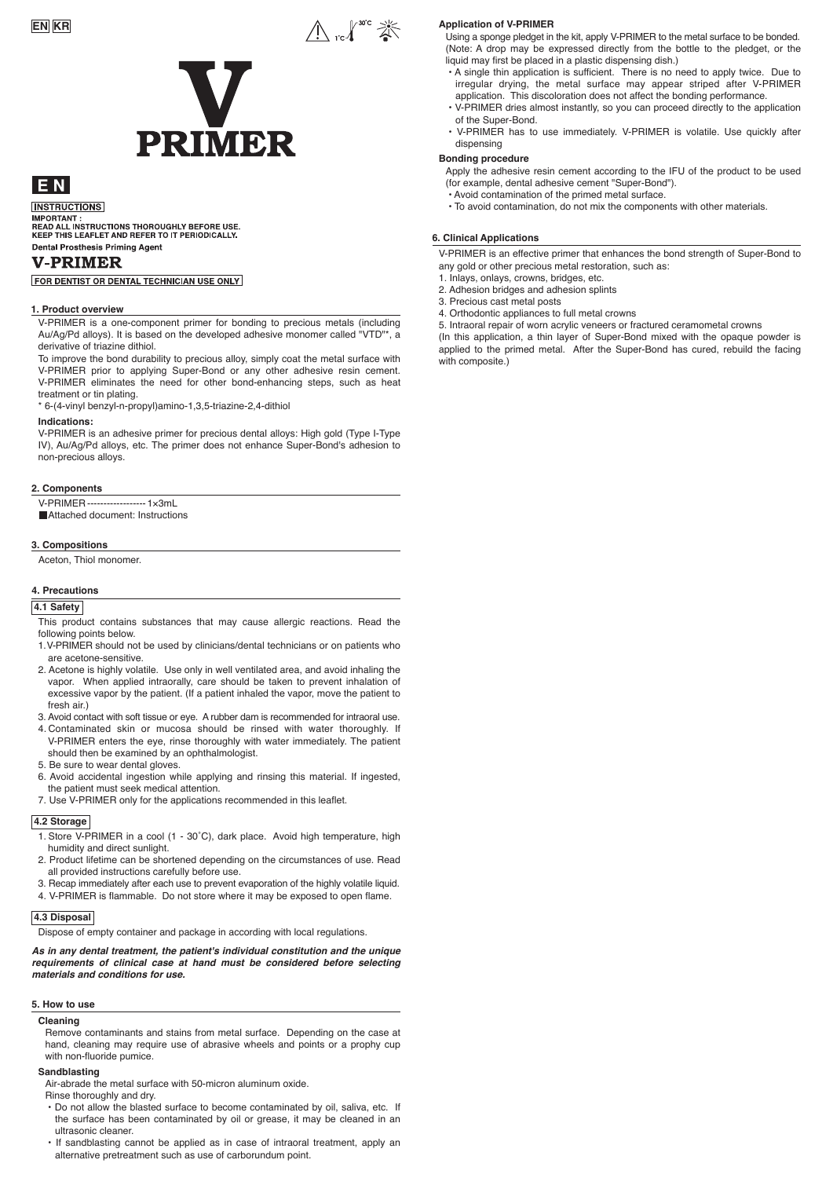EN KR

# V PRIMER

# E N

INSTRUCTIONS

**IMPORTANT :**
**READ ALL INSTRUCTIONS THOROUGHLY BEFORE USE.**
**KEEP THIS LEAFLET AND REFER TO IT PERIODICALLY.**

**Dental Prosthesis Priming Agent**

## V-PRIMER

FOR DENTIST OR DENTAL TECHNICIAN USE ONLY

### 1. Product overview

V-PRIMER is a one-component primer for bonding to precious metals (including Au/Ag/Pd alloys). It is based on the developed adhesive monomer called "VTD"*, a derivative of triazine dithiol.

To improve the bond durability to precious alloy, simply coat the metal surface with V-PRIMER prior to applying Super-Bond or any other adhesive resin cement. V-PRIMER eliminates the need for other bond-enhancing steps, such as heat treatment or tin plating.

\* 6-(4-vinyl benzyl-n-propyl)amino-1,3,5-triazine-2,4-dithiol

**Indications:**

V-PRIMER is an adhesive primer for precious dental alloys: High gold (Type I-Type IV), Au/Ag/Pd alloys, etc. The primer does not enhance Super-Bond's adhesion to non-precious alloys.

### 2. Components

V-PRIMER ------------------ 1×3mL

■ Attached document: Instructions

### 3. Compositions

Aceton, Thiol monomer.

### 4. Precautions

#### 4.1 Safety

This product contains substances that may cause allergic reactions. Read the following points below.

1. V-PRIMER should not be used by clinicians/dental technicians or on patients who are acetone-sensitive.
2. Acetone is highly volatile. Use only in well ventilated area, and avoid inhaling the vapor. When applied intraorally, care should be taken to prevent inhalation of excessive vapor by the patient. (If a patient inhaled the vapor, move the patient to fresh air.)
3. Avoid contact with soft tissue or eye. A rubber dam is recommended for intraoral use.
4. Contaminated skin or mucosa should be rinsed with water thoroughly. If V-PRIMER enters the eye, rinse thoroughly with water immediately. The patient should then be examined by an ophthalmologist.
5. Be sure to wear dental gloves.
6. Avoid accidental ingestion while applying and rinsing this material. If ingested, the patient must seek medical attention.
7. Use V-PRIMER only for the applications recommended in this leaflet.

#### 4.2 Storage

1. Store V-PRIMER in a cool (1 - 30˚C), dark place. Avoid high temperature, high humidity and direct sunlight.
2. Product lifetime can be shortened depending on the circumstances of use. Read all provided instructions carefully before use.
3. Recap immediately after each use to prevent evaporation of the highly volatile liquid.
4. V-PRIMER is flammable. Do not store where it may be exposed to open flame.

#### 4.3 Disposal

Dispose of empty container and package in according with local regulations.

***As in any dental treatment, the patient's individual constitution and the unique requirements of clinical case at hand must be considered before selecting materials and conditions for use.***

### 5. How to use

**Cleaning**

Remove contaminants and stains from metal surface. Depending on the case at hand, cleaning may require use of abrasive wheels and points or a prophy cup with non-fluoride pumice.

**Sandblasting**

Air-abrade the metal surface with 50-micron aluminum oxide.
Rinse thoroughly and dry.

- Do not allow the blasted surface to become contaminated by oil, saliva, etc. If the surface has been contaminated by oil or grease, it may be cleaned in an ultrasonic cleaner.
- If sandblasting cannot be applied as in case of intraoral treatment, apply an alternative pretreatment such as use of carborundum point.

**Application of V-PRIMER**

Using a sponge pledget in the kit, apply V-PRIMER to the metal surface to be bonded. (Note: A drop may be expressed directly from the bottle to the pledget, or the liquid may first be placed in a plastic dispensing dish.)

- A single thin application is sufficient. There is no need to apply twice. Due to irregular drying, the metal surface may appear striped after V-PRIMER application. This discoloration does not affect the bonding performance.
- V-PRIMER dries almost instantly, so you can proceed directly to the application of the Super-Bond.
- V-PRIMER has to use immediately. V-PRIMER is volatile. Use quickly after dispensing

**Bonding procedure**

Apply the adhesive resin cement according to the IFU of the product to be used (for example, dental adhesive cement "Super-Bond").

- Avoid contamination of the primed metal surface.
- To avoid contamination, do not mix the components with other materials.

### 6. Clinical Applications

V-PRIMER is an effective primer that enhances the bond strength of Super-Bond to any gold or other precious metal restoration, such as:

1. Inlays, onlays, crowns, bridges, etc.
2. Adhesion bridges and adhesion splints
3. Precious cast metal posts
4. Orthodontic appliances to full metal crowns
5. Intraoral repair of worn acrylic veneers or fractured ceramometal crowns

(In this application, a thin layer of Super-Bond mixed with the opaque powder is applied to the primed metal. After the Super-Bond has cured, rebuild the facing with composite.)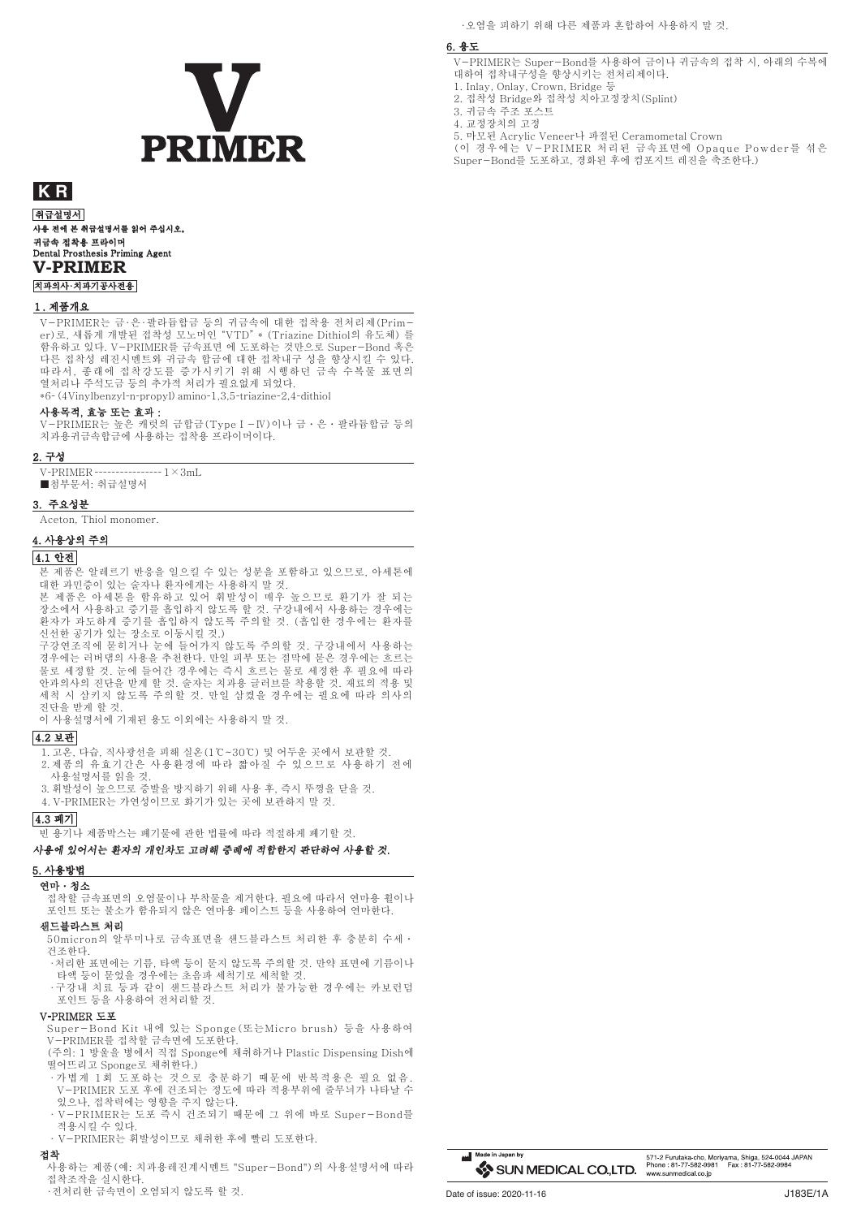# V PRIMER

**KR**

취급설명서

**사용 전에 본 취급설명서를 읽어 주십시오.**

**귀금속 접착용 프라이머**
**Dental Prosthesis Priming Agent**

# V-PRIMER

치과의사·치과기공사전용

## 1. 제품개요

V-PRIMER는 금·은·팔라듐합금 등의 귀금속에 대한 접착용 전처리제(Primer)로, 새롭게 개발된 접착성 모노머인 "VTD" * (Triazine Dithiol의 유도체) 를 함유하고 있다. V-PRIMER를 금속표면 에 도포하는 것만으로 Super-Bond 혹은 다른 접착성 레진시멘트와 귀금속 합금에 대한 접착내구 성을 향상시킬 수 있다. 따라서, 종래에 접착강도를 증가시키기 위해 시행하던 금속 수복물 표면의 열처리나 주석도금 등의 추가적 처리가 필요없게 되었다.

*6-(4Vinylbenzyl-n-propyl) amino-1,3,5-triazine-2,4-dithiol

### 사용목적, 효능 또는 효과 :

V-PRIMER는 높은 캐럿의 금합금(Type I -Ⅳ)이나 금・은・팔라듐합금 등의 치과용귀금속합금에 사용하는 접착용 프라이머이다.

## 2. 구성

V-PRIMER ---------------- 1×3mL

■첨부문서: 취급설명서

## 3. 주요성분

Aceton, Thiol monomer.

## 4. 사용상의 주의

### 4.1 안전

본 제품은 알레르기 반응을 일으킬 수 있는 성분을 포함하고 있으므로, 아세톤에 대한 과민증이 있는 술자나 환자에게는 사용하지 말 것.

본 제품은 아세톤을 함유하고 있어 휘발성이 매우 높으므로 환기가 잘 되는 장소에서 사용하고 증기를 흡입하지 않도록 할 것. 구강내에서 사용하는 경우에는 환자가 과도하게 증기를 흡입하지 않도록 주의할 것. (흡입한 경우에는 환자를 신선한 공기가 있는 장소로 이동시킬 것.)

구강연조직에 묻히거나 눈에 들어가지 않도록 주의할 것. 구강내에서 사용하는 경우에는 러버댐의 사용을 추천한다. 만일 피부 또는 점막에 묻은 경우에는 흐르는 물로 세정할 것. 눈에 들어간 경우에는 즉시 흐르는 물로 세정한 후 필요에 따라 안과의사의 진단을 받게 할 것. 술자는 치과용 글러브를 착용할 것. 재료의 적용 및 세척 시 삼키지 않도록 주의할 것. 만일 삼켰을 경우에는 필요에 따라 의사의 진단을 받게 할 것.

이 사용설명서에 기재된 용도 이외에는 사용하지 말 것.

### 4.2 보관

1. 고온, 다습, 직사광선을 피해 실온(1℃-30℃) 및 어두운 곳에서 보관할 것.
2. 제품의 유효기간은 사용환경에 따라 짧아질 수 있으므로 사용하기 전에 사용설명서를 읽을 것.
3. 휘발성이 높으므로 증발을 방지하기 위해 사용 후, 즉시 뚜껑을 닫을 것.
4. V-PRIMER는 가연성이므로 화기가 있는 곳에 보관하지 말 것.

### 4.3 폐기

빈 용기나 제품박스는 폐기물에 관한 법률에 따라 적절하게 폐기할 것.

***사용에 있어서는 환자의 개인차도 고려해 증례에 적합한지 판단하여 사용할 것.***

## 5. 사용방법

### 연마・청소

접착할 금속표면의 오염물이나 부착물을 제거한다. 필요에 따라서 연마용 휠이나 포인트 또는 불소가 함유되지 않은 연마용 페이스트 등을 사용하여 연마한다.

### 샌드블라스트 처리

50micron의 알루미나로 금속표면을 샌드블라스트 처리한 후 충분히 수세・건조한다.

- 처리한 표면에는 기름, 타액 등이 묻지 않도록 주의할 것. 만약 표면에 기름이나 타액 등이 묻었을 경우에는 초음파 세척기로 세척할 것.
- 구강내 치료 등과 같이 샌드블라스트 처리가 불가능한 경우에는 카보런덤 포인트 등을 사용하여 전처리할 것.

### V-PRIMER 도포

Super-Bond Kit 내에 있는 Sponge(또는Micro brush) 등을 사용하여 V-PRIMER를 접착할 금속면에 도포한다.

(주의: 1 방울을 병에서 직접 Sponge에 채취하거나 Plastic Dispensing Dish에 떨어뜨리고 Sponge로 채취한다.)

- 가볍게 1회 도포하는 것으로 충분하기 때문에 반복적용은 필요 없음. V-PRIMER 도포 후에 건조되는 정도에 따라 적용부위에 줄무늬가 나타날 수 있으나, 접착력에는 영향을 주지 않는다.
- V-PRIMER는 도포 즉시 건조되기 때문에 그 위에 바로 Super-Bond를 적용시킬 수 있다.
- V-PRIMER는 휘발성이므로 채취한 후에 빨리 도포한다.

### 접착

사용하는 제품(예: 치과용레진계시멘트 "Super-Bond")의 사용설명서에 따라 접착조작을 실시한다.

- 전처리한 금속면이 오염되지 않도록 할 것.
- 오염을 피하기 위해 다른 제품과 혼합하여 사용하지 말 것.

## 6. 용도

V-PRIMER는 Super-Bond를 사용하여 금이나 귀금속의 접착 시, 아래의 수복에 대하여 접착내구성을 향상시키는 전처리제이다.

1. Inlay, Onlay, Crown, Bridge 등
2. 접착성 Bridge와 접착성 치아고정장치(Splint)
3. 귀금속 주조 포스트
4. 교정장치의 고정
5. 마모된 Acrylic Veneer나 파절된 Ceramometal Crown
(이 경우에는 V-PRIMER 처리된 금속표면에 Opaque Powder를 섞은 Super-Bond를 도포하고, 경화된 후에 컴포지트 레진을 축조한다.)

Made in Japan by
SUN MEDICAL CO.,LTD.
571-2 Furutaka-cho, Moriyama, Shiga, 524-0044 JAPAN
Phone : 81-77-582-9981 Fax : 81-77-582-9984
www.sunmedical.co.jp

Date of issue: 2020-11-16

J183E/1A